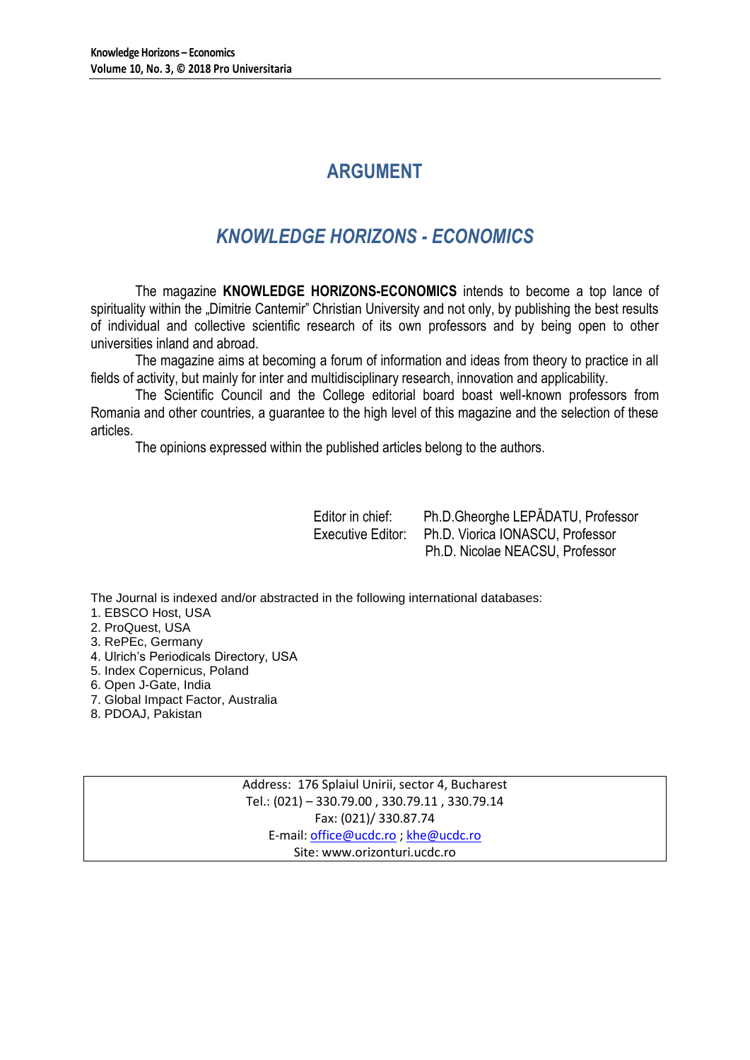# ARGUMENT

## *KNOWLEDGE HORIZONS - ECONOMICS*

The magazine **KNOWLEDGE HORIZONS-ECONOMICS** intends to become a top lance of spirituality within the „Dimitrie Cantemir" Christian University and not only, by publishing the best results of individual and collective scientific research of its own professors and by being open to other universities inland and abroad.

The magazine aims at becoming a forum of information and ideas from theory to practice in all fields of activity, but mainly for inter and multidisciplinary research, innovation and applicability.

The Scientific Council and the College editorial board boast well-known professors from Romania and other countries, a guarantee to the high level of this magazine and the selection of these articles.

The opinions expressed within the published articles belong to the authors.

Editor in chief: Ph.D.Gheorghe LEPĂDATU, Professor
Executive Editor: Ph.D. Viorica IONASCU, Professor
Ph.D. Nicolae NEACSU, Professor

The Journal is indexed and/or abstracted in the following international databases:

1. EBSCO Host, USA
2. ProQuest, USA
3. RePEc, Germany
4. Ulrich's Periodicals Directory, USA
5. Index Copernicus, Poland
6. Open J-Gate, India
7. Global Impact Factor, Australia
8. PDOAJ, Pakistan

Address: 176 Splaiul Unirii, sector 4, Bucharest
Tel.: (021) – 330.79.00 , 330.79.11 , 330.79.14
Fax: (021)/ 330.87.74
E-mail: office@ucdc.ro ; khe@ucdc.ro
Site: www.orizonturi.ucdc.ro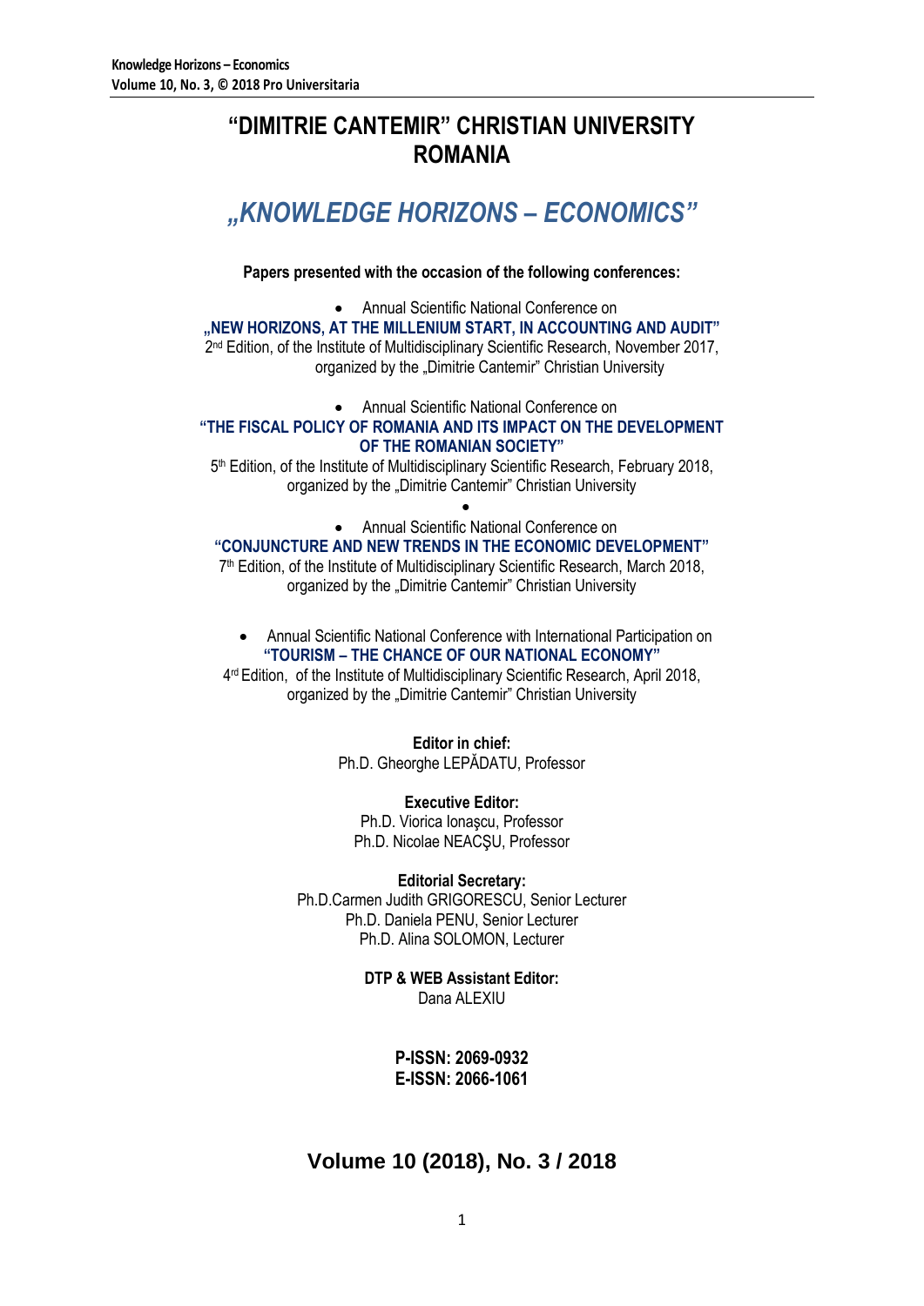# "DIMITRIE CANTEMIR" CHRISTIAN UNIVERSITY ROMANIA

## *„KNOWLEDGE HORIZONS – ECONOMICS"*

**Papers presented with the occasion of the following conferences:**

- Annual Scientific National Conference on

**„NEW HORIZONS, AT THE MILLENIUM START, IN ACCOUNTING AND AUDIT"**
2nd Edition, of the Institute of Multidisciplinary Scientific Research, November 2017, organized by the „Dimitrie Cantemir" Christian University

- Annual Scientific National Conference on

**"THE FISCAL POLICY OF ROMANIA AND ITS IMPACT ON THE DEVELOPMENT OF THE ROMANIAN SOCIETY"**
5th Edition, of the Institute of Multidisciplinary Scientific Research, February 2018, organized by the „Dimitrie Cantemir" Christian University

- Annual Scientific National Conference on

**"CONJUNCTURE AND NEW TRENDS IN THE ECONOMIC DEVELOPMENT"**
7th Edition, of the Institute of Multidisciplinary Scientific Research, March 2018, organized by the „Dimitrie Cantemir" Christian University

- Annual Scientific National Conference with International Participation on

**"TOURISM – THE CHANCE OF OUR NATIONAL ECONOMY"**
4rd Edition, of the Institute of Multidisciplinary Scientific Research, April 2018, organized by the „Dimitrie Cantemir" Christian University

**Editor in chief:**
Ph.D. Gheorghe LEPĂDATU, Professor

**Executive Editor:**
Ph.D. Viorica Ionaşcu, Professor
Ph.D. Nicolae NEACŞU, Professor

**Editorial Secretary:**
Ph.D.Carmen Judith GRIGORESCU, Senior Lecturer
Ph.D. Daniela PENU, Senior Lecturer
Ph.D. Alina SOLOMON, Lecturer

**DTP & WEB Assistant Editor:**
Dana ALEXIU

**P-ISSN: 2069-0932**
**E-ISSN: 2066-1061**

## Volume 10 (2018), No. 3 / 2018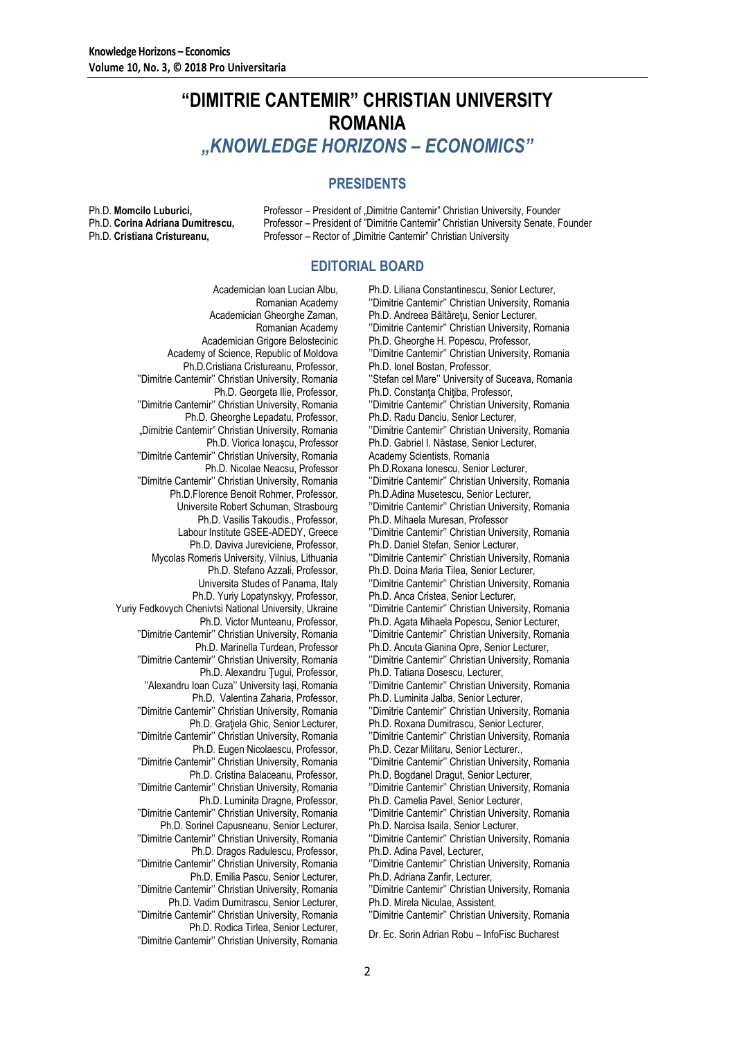# "DIMITRIE CANTEMIR" CHRISTIAN UNIVERSITY ROMANIA

## *„KNOWLEDGE HORIZONS – ECONOMICS"*

### PRESIDENTS

Ph.D. **Momcilo Luburici,** Professor – President of „Dimitrie Cantemir" Christian University, Founder
Ph.D. **Corina Adriana Dumitrescu,** Professor – President of "Dimitrie Cantemir" Christian University Senate, Founder
Ph.D. **Cristiana Cristureanu,** Professor – Rector of „Dimitrie Cantemir" Christian University

### EDITORIAL BOARD

Academician Ioan Lucian Albu, Romanian Academy
Academician Gheorghe Zaman, Romanian Academy
Academician Grigore Belostecinic Academy of Science, Republic of Moldova
Ph.D.Cristiana Cristureanu, Professor, ''Dimitrie Cantemir'' Christian University, Romania
Ph.D. Georgeta Ilie, Professor, ''Dimitrie Cantemir'' Christian University, Romania
Ph.D. Gheorghe Lepadatu, Professor, „Dimitrie Cantemir" Christian University, Romania
Ph.D. Viorica Ionaşcu, Professor ''Dimitrie Cantemir'' Christian University, Romania
Ph.D. Nicolae Neacsu, Professor ''Dimitrie Cantemir'' Christian University, Romania
Ph.D.Florence Benoit Rohmer, Professor, Universite Robert Schuman, Strasbourg
Ph.D. Vasilis Takoudis., Professor, Labour Institute GSEE-ADEDY, Greece
Ph.D. Daviva Jureviciene, Professor, Mycolas Romeris University, Vilnius, Lithuania
Ph.D. Stefano Azzali, Professor, Universita Studes of Panama, Italy
Ph.D. Yuriy Lopatynskyy, Professor, Yuriy Fedkovych Chenivtsi National University, Ukraine
Ph.D. Victor Munteanu, Professor, ''Dimitrie Cantemir'' Christian University, Romania
Ph.D. Marinella Turdean, Professor ''Dimitrie Cantemir'' Christian University, Romania
Ph.D. Alexandru Ţugui, Professor, ''Alexandru Ioan Cuza'' University Iaşi, Romania
Ph.D. Valentina Zaharia, Professor, ''Dimitrie Cantemir'' Christian University, Romania
Ph.D. Graţiela Ghic, Senior Lecturer, ''Dimitrie Cantemir'' Christian University, Romania
Ph.D. Eugen Nicolaescu, Professor, ''Dimitrie Cantemir'' Christian University, Romania
Ph.D. Cristina Balaceanu, Professor, ''Dimitrie Cantemir'' Christian University, Romania
Ph.D. Luminita Dragne, Professor, ''Dimitrie Cantemir'' Christian University, Romania
Ph.D. Sorinel Capusneanu, Senior Lecturer, ''Dimitrie Cantemir'' Christian University, Romania
Ph.D. Dragos Radulescu, Professor, ''Dimitrie Cantemir'' Christian University, Romania
Ph.D. Emilia Pascu, Senior Lecturer, ''Dimitrie Cantemir'' Christian University, Romania
Ph.D. Vadim Dumitrascu, Senior Lecturer, ''Dimitrie Cantemir'' Christian University, Romania
Ph.D. Rodica Tirlea, Senior Lecturer, ''Dimitrie Cantemir'' Christian University, Romania
Ph.D. Liliana Constantinescu, Senior Lecturer, ''Dimitrie Cantemir'' Christian University, Romania
Ph.D. Andreea Băltăreţu, Senior Lecturer, ''Dimitrie Cantemir'' Christian University, Romania
Ph.D. Gheorghe H. Popescu, Professor, ''Dimitrie Cantemir'' Christian University, Romania
Ph.D. Ionel Bostan, Professor, ''Stefan cel Mare'' University of Suceava, Romania
Ph.D. Constanţa Chiţiba, Professor, ''Dimitrie Cantemir'' Christian University, Romania
Ph.D. Radu Danciu, Senior Lecturer, ''Dimitrie Cantemir'' Christian University, Romania
Ph.D. Gabriel I. Năstase, Senior Lecturer, Academy Scientists, Romania
Ph.D.Roxana Ionescu, Senior Lecturer, ''Dimitrie Cantemir'' Christian University, Romania
Ph.D.Adina Musetescu, Senior Lecturer, ''Dimitrie Cantemir'' Christian University, Romania
Ph.D. Mihaela Muresan, Professor ''Dimitrie Cantemir'' Christian University, Romania
Ph.D. Daniel Stefan, Senior Lecturer, ''Dimitrie Cantemir'' Christian University, Romania
Ph.D. Doina Maria Tilea, Senior Lecturer, ''Dimitrie Cantemir'' Christian University, Romania
Ph.D. Anca Cristea, Senior Lecturer, ''Dimitrie Cantemir'' Christian University, Romania
Ph.D. Agata Mihaela Popescu, Senior Lecturer, ''Dimitrie Cantemir'' Christian University, Romania
Ph.D. Ancuta Gianina Opre, Senior Lecturer, ''Dimitrie Cantemir'' Christian University, Romania
Ph.D. Tatiana Dosescu, Lecturer, ''Dimitrie Cantemir'' Christian University, Romania
Ph.D. Luminita Jalba, Senior Lecturer, ''Dimitrie Cantemir'' Christian University, Romania
Ph.D. Roxana Dumitrascu, Senior Lecturer, ''Dimitrie Cantemir'' Christian University, Romania
Ph.D. Cezar Militaru, Senior Lecturer., ''Dimitrie Cantemir'' Christian University, Romania
Ph.D. Bogdanel Dragut, Senior Lecturer, ''Dimitrie Cantemir'' Christian University, Romania
Ph.D. Camelia Pavel, Senior Lecturer, ''Dimitrie Cantemir'' Christian University, Romania
Ph.D. Narcisa Isaila, Senior Lecturer, ''Dimitrie Cantemir'' Christian University, Romania
Ph.D. Adina Pavel, Lecturer, ''Dimitrie Cantemir'' Christian University, Romania
Ph.D. Adriana Zanfir, Lecturer, ''Dimitrie Cantemir'' Christian University, Romania
Ph.D. Mirela Niculae, Assistent, ''Dimitrie Cantemir'' Christian University, Romania
Dr. Ec. Sorin Adrian Robu – InfoFisc Bucharest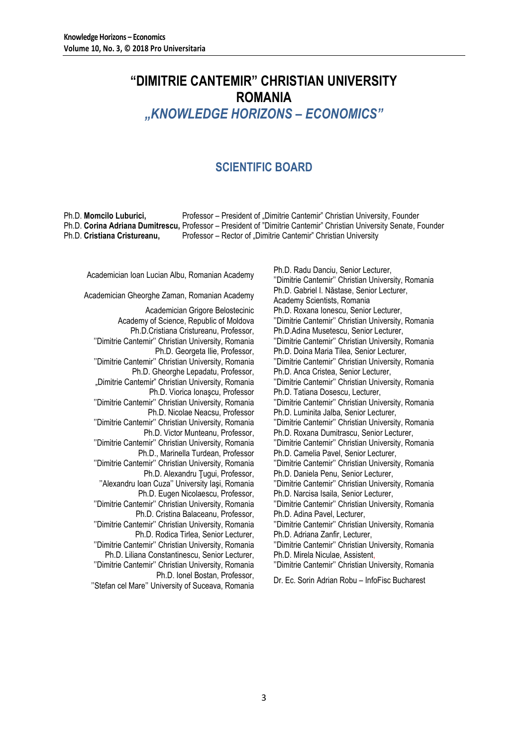# "DIMITRIE CANTEMIR" CHRISTIAN UNIVERSITY ROMANIA

## *„KNOWLEDGE HORIZONS – ECONOMICS"*

## SCIENTIFIC BOARD

Ph.D. **Momcilo Luburici,** Professor – President of „Dimitrie Cantemir" Christian University, Founder
Ph.D. **Corina Adriana Dumitrescu,** Professor – President of "Dimitrie Cantemir" Christian University Senate, Founder
Ph.D. **Cristiana Cristureanu,** Professor – Rector of „Dimitrie Cantemir" Christian University

Academician Ioan Lucian Albu, Romanian Academy

Academician Gheorghe Zaman, Romanian Academy

Academician Grigore Belostecinic
Academy of Science, Republic of Moldova

Ph.D.Cristiana Cristureanu, Professor,
''Dimitrie Cantemir'' Christian University, Romania

Ph.D. Georgeta Ilie, Professor,
''Dimitrie Cantemir'' Christian University, Romania

Ph.D. Gheorghe Lepadatu, Professor,
„Dimitrie Cantemir" Christian University, Romania

Ph.D. Viorica Ionaşcu, Professor
''Dimitrie Cantemir'' Christian University, Romania

Ph.D. Nicolae Neacsu, Professor
''Dimitrie Cantemir'' Christian University, Romania

Ph.D. Victor Munteanu, Professor,
''Dimitrie Cantemir'' Christian University, Romania

Ph.D., Marinella Turdean, Professor
''Dimitrie Cantemir'' Christian University, Romania

Ph.D. Alexandru Ţugui, Professor,
''Alexandru Ioan Cuza'' University Iaşi, Romania

Ph.D. Eugen Nicolaescu, Professor,
''Dimitrie Cantemir'' Christian University, Romania

Ph.D. Cristina Balaceanu, Professor,
''Dimitrie Cantemir'' Christian University, Romania

Ph.D. Rodica Tirlea, Senior Lecturer,
''Dimitrie Cantemir'' Christian University, Romania

Ph.D. Liliana Constantinescu, Senior Lecturer,
''Dimitrie Cantemir'' Christian University, Romania

Ph.D. Ionel Bostan, Professor,
''Stefan cel Mare'' University of Suceava, Romania

Ph.D. Radu Danciu, Senior Lecturer,
''Dimitrie Cantemir'' Christian University, Romania

Ph.D. Gabriel I. Năstase, Senior Lecturer,
Academy Scientists, Romania

Ph.D. Roxana Ionescu, Senior Lecturer,
''Dimitrie Cantemir'' Christian University, Romania

Ph.D.Adina Musetescu, Senior Lecturer,
''Dimitrie Cantemir'' Christian University, Romania

Ph.D. Doina Maria Tilea, Senior Lecturer,
''Dimitrie Cantemir'' Christian University, Romania

Ph.D. Anca Cristea, Senior Lecturer,
''Dimitrie Cantemir'' Christian University, Romania

Ph.D. Tatiana Dosescu, Lecturer,
''Dimitrie Cantemir'' Christian University, Romania

Ph.D. Luminita Jalba, Senior Lecturer,
''Dimitrie Cantemir'' Christian University, Romania

Ph.D. Roxana Dumitrascu, Senior Lecturer,
''Dimitrie Cantemir'' Christian University, Romania

Ph.D. Camelia Pavel, Senior Lecturer,
''Dimitrie Cantemir'' Christian University, Romania

Ph.D. Daniela Penu, Senior Lecturer,
''Dimitrie Cantemir'' Christian University, Romania

Ph.D. Narcisa Isaila, Senior Lecturer,
''Dimitrie Cantemir'' Christian University, Romania

Ph.D. Adina Pavel, Lecturer,
''Dimitrie Cantemir'' Christian University, Romania

Ph.D. Adriana Zanfir, Lecturer,
''Dimitrie Cantemir'' Christian University, Romania

Ph.D. Mirela Niculae, Assistent,
''Dimitrie Cantemir'' Christian University, Romania

Dr. Ec. Sorin Adrian Robu – InfoFisc Bucharest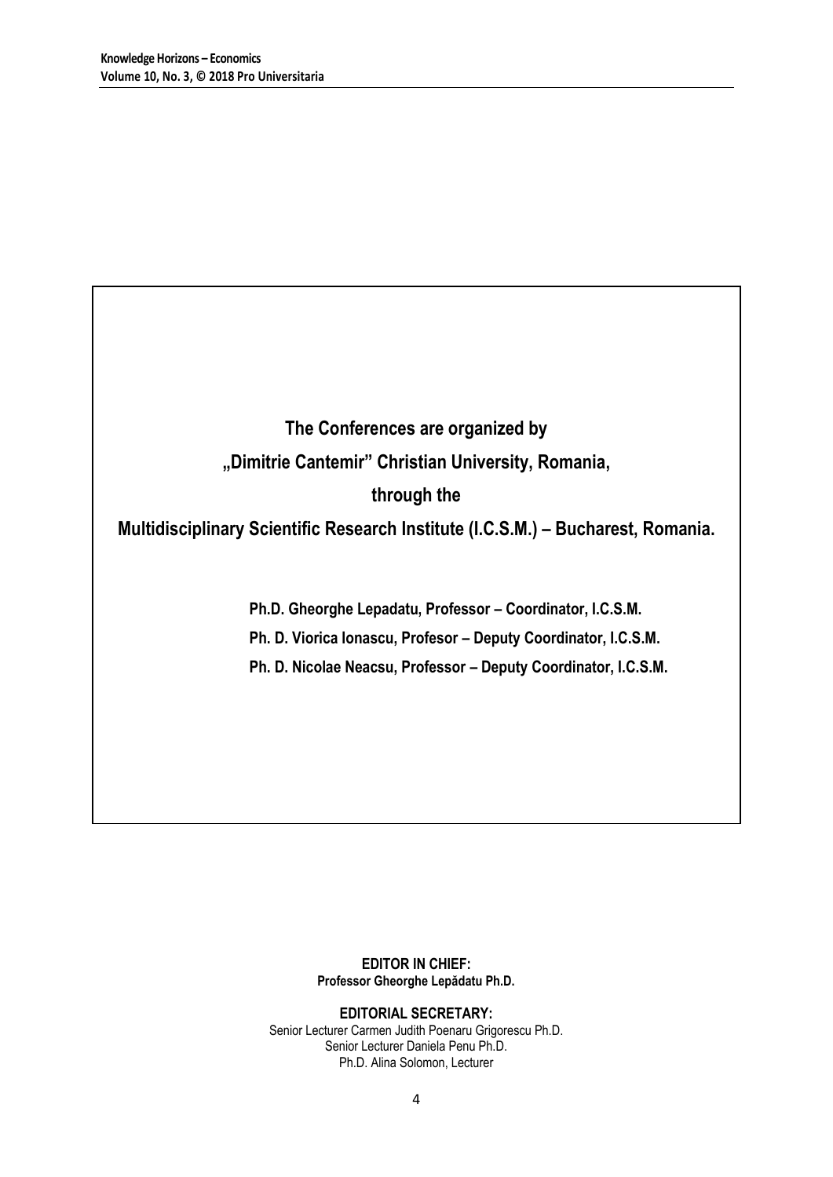**The Conferences are organized by**

**„Dimitrie Cantemir" Christian University, Romania,**

**through the**

**Multidisciplinary Scientific Research Institute (I.C.S.M.) – Bucharest, Romania.**

**Ph.D. Gheorghe Lepadatu, Professor – Coordinator, I.C.S.M.**

**Ph. D. Viorica Ionascu, Profesor – Deputy Coordinator, I.C.S.M.**

**Ph. D. Nicolae Neacsu, Professor – Deputy Coordinator, I.C.S.M.**

**EDITOR IN CHIEF:**
**Professor Gheorghe Lepădatu Ph.D.**

**EDITORIAL SECRETARY:**
Senior Lecturer Carmen Judith Poenaru Grigorescu Ph.D.
Senior Lecturer Daniela Penu Ph.D.
Ph.D. Alina Solomon, Lecturer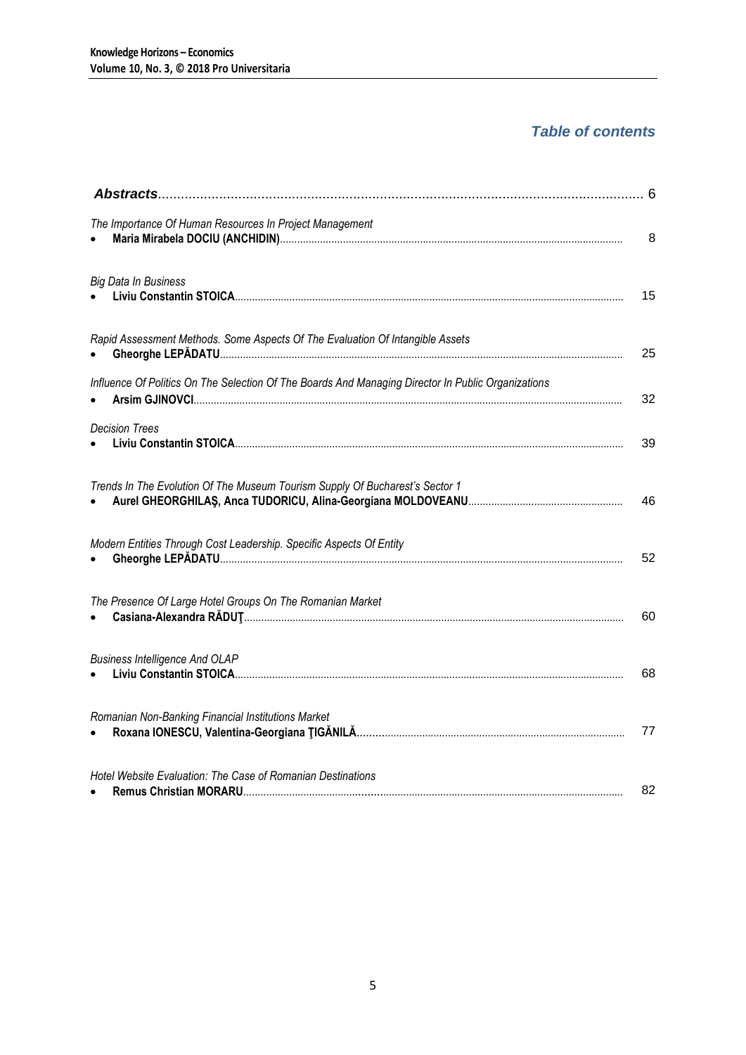## *Table of contents*

| | |
|---|---|
| ***Abstracts*** | 6 |
| *The Importance Of Human Resources In Project Management* <br> • **Maria Mirabela DOCIU (ANCHIDIN)** | 8 |
| *Big Data In Business* <br> • **Liviu Constantin STOICA** | 15 |
| *Rapid Assessment Methods. Some Aspects Of The Evaluation Of Intangible Assets* <br> • **Gheorghe LEPĂDATU** | 25 |
| *Influence Of Politics On The Selection Of The Boards And Managing Director In Public Organizations* <br> • **Arsim GJINOVCI** | 32 |
| *Decision Trees* <br> • **Liviu Constantin STOICA** | 39 |
| *Trends In The Evolution Of The Museum Tourism Supply Of Bucharest's Sector 1* <br> • **Aurel GHEORGHILAŞ, Anca TUDORICU, Alina-Georgiana MOLDOVEANU** | 46 |
| *Modern Entities Through Cost Leadership. Specific Aspects Of Entity* <br> • **Gheorghe LEPĂDATU** | 52 |
| *The Presence Of Large Hotel Groups On The Romanian Market* <br> • **Casiana-Alexandra RĂDUŢ** | 60 |
| *Business Intelligence And OLAP* <br> • **Liviu Constantin STOICA** | 68 |
| *Romanian Non-Banking Financial Institutions Market* <br> • **Roxana IONESCU, Valentina-Georgiana ŢIGĂNILĂ** | 77 |
| *Hotel Website Evaluation: The Case of Romanian Destinations* <br> • **Remus Christian MORARU** | 82 |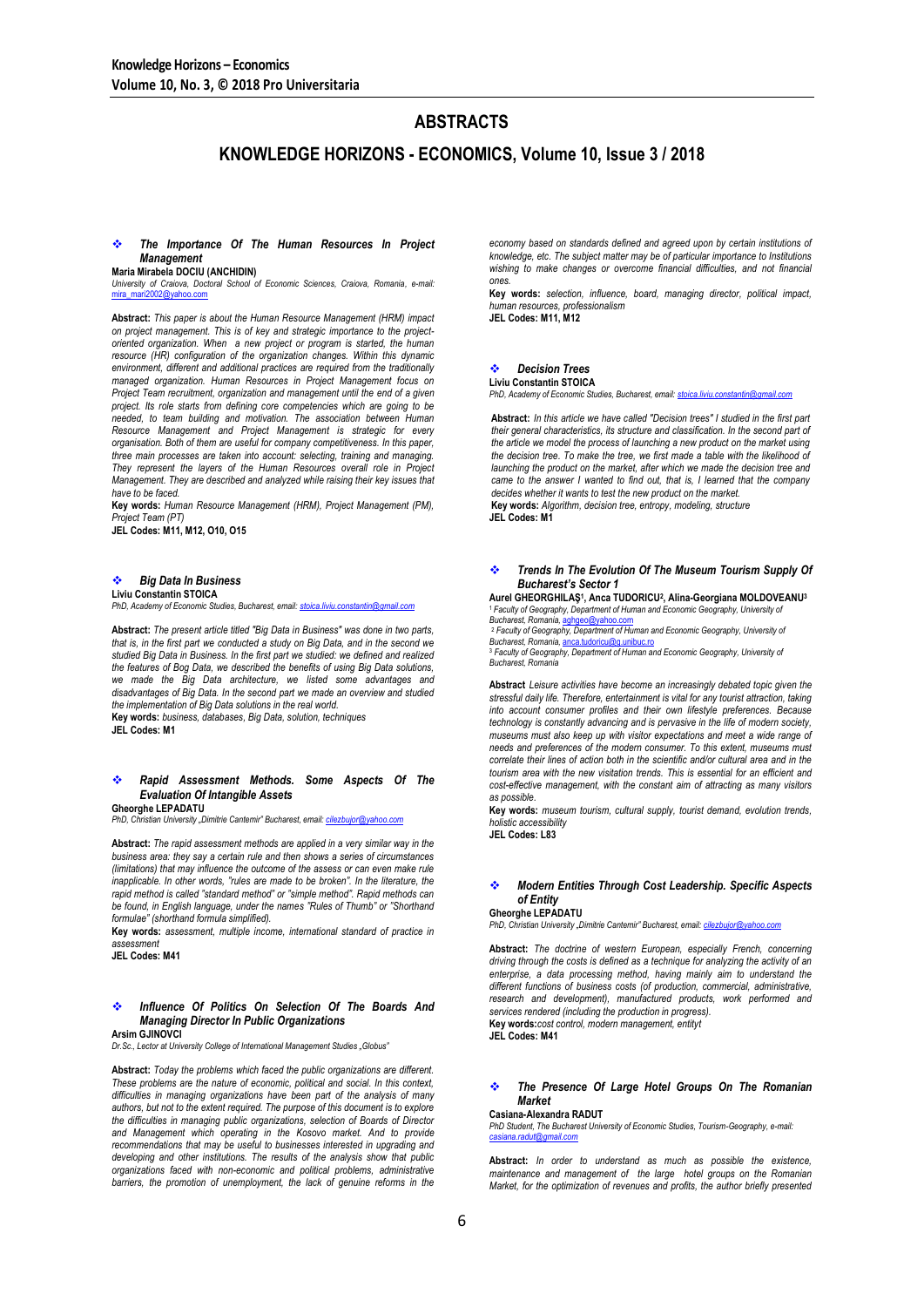# ABSTRACTS

## KNOWLEDGE HORIZONS - ECONOMICS, Volume 10, Issue 3 / 2018

### *The Importance Of The Human Resources In Project Management*

**Maria Mirabela DOCIU (ANCHIDIN)**
*University of Craiova, Doctoral School of Economic Sciences, Craiova, Romania, e-mail: mira_mari2002@yahoo.com*

**Abstract:** *This paper is about the Human Resource Management (HRM) impact on project management. This is of key and strategic importance to the project-oriented organization. When a new project or program is started, the human resource (HR) configuration of the organization changes. Within this dynamic environment, different and additional practices are required from the traditionally managed organization. Human Resources in Project Management focus on Project Team recruitment, organization and management until the end of a given project. Its role starts from defining core competencies which are going to be needed, to team building and motivation. The association between Human Resource Management and Project Management is strategic for every organisation. Both of them are useful for company competitiveness. In this paper, three main processes are taken into account: selecting, training and managing. They represent the layers of the Human Resources overall role in Project Management. They are described and analyzed while raising their key issues that have to be faced.*

**Key words:** *Human Resource Management (HRM), Project Management (PM), Project Team (PT)*

**JEL Codes: M11, M12, O10, O15**

### *Big Data In Business*

**Liviu Constantin STOICA**
*PhD, Academy of Economic Studies, Bucharest, email: stoica.liviu.constantin@gmail.com*

**Abstract:** *The present article titled "Big Data in Business" was done in two parts, that is, in the first part we conducted a study on Big Data, and in the second we studied Big Data in Business. In the first part we studied: we defined and realized the features of Bog Data, we described the benefits of using Big Data solutions, we made the Big Data architecture, we listed some advantages and disadvantages of Big Data. In the second part we made an overview and studied the implementation of Big Data solutions in the real world.*

**Key words:** *business, databases, Big Data, solution, techniques*

**JEL Codes: M1**

### *Rapid Assessment Methods. Some Aspects Of The Evaluation Of Intangible Assets*

**Gheorghe LEPADATU**
*PhD, Christian University „Dimitrie Cantemir" Bucharest, email: cilezbujor@yahoo.com*

**Abstract:** *The rapid assessment methods are applied in a very similar way in the business area: they say a certain rule and then shows a series of circumstances (limitations) that may influence the outcome of the assess or can even make rule inapplicable. In other words, "rules are made to be broken". In the literature, the rapid method is called "standard method" or "simple method". Rapid methods can be found, in English language, under the names "Rules of Thumb" or "Shorthand formulae" (shorthand formula simplified).*

**Key words:** *assessment, multiple income, international standard of practice in assessment*

**JEL Codes: M41**

### *Influence Of Politics On Selection Of The Boards And Managing Director In Public Organizations*

**Arsim GJINOVCI**
*Dr.Sc., Lector at University College of International Management Studies „Globus"*

**Abstract:** *Today the problems which faced the public organizations are different. These problems are the nature of economic, political and social. In this context, difficulties in managing organizations have been part of the analysis of many authors, but not to the extent required. The purpose of this document is to explore the difficulties in managing public organizations, selection of Boards of Director and Management which operating in the Kosovo market. And to provide recommendations that may be useful to businesses interested in upgrading and developing and other institutions. The results of the analysis show that public organizations faced with non-economic and political problems, administrative barriers, the promotion of unemployment, the lack of genuine reforms in the economy based on standards defined and agreed upon by certain institutions of knowledge, etc. The subject matter may be of particular importance to Institutions wishing to make changes or overcome financial difficulties, and not financial ones.*

**Key words:** *selection, influence, board, managing director, political impact, human resources, professionalism*

**JEL Codes: M11, M12**

### *Decision Trees*

**Liviu Constantin STOICA**
*PhD, Academy of Economic Studies, Bucharest, email: stoica.liviu.constantin@gmail.com*

**Abstract:** *In this article we have called "Decision trees" I studied in the first part their general characteristics, its structure and classification. In the second part of the article we model the process of launching a new product on the market using the decision tree. To make the tree, we first made a table with the likelihood of launching the product on the market, after which we made the decision tree and came to the answer I wanted to find out, that is, I learned that the company decides whether it wants to test the new product on the market.*

**Key words:** *Algorithm, decision tree, entropy, modeling, structure*

**JEL Codes: M1**

### *Trends In The Evolution Of The Museum Tourism Supply Of Bucharest's Sector 1*

**Aurel GHEORGHILAŞ[1], Anca TUDORICU[2], Alina-Georgiana MOLDOVEANU[3]**
[1] *Faculty of Geography, Department of Human and Economic Geography, University of Bucharest, Romania, aghgeo@yahoo.com*
[2] *Faculty of Geography, Department of Human and Economic Geography, University of Bucharest, Romania, anca.tudoricu@g.unibuc.ro*
[3] *Faculty of Geography, Department of Human and Economic Geography, University of Bucharest, Romania*

**Abstract** *Leisure activities have become an increasingly debated topic given the stressful daily life. Therefore, entertainment is vital for any tourist attraction, taking into account consumer profiles and their own lifestyle preferences. Because technology is constantly advancing and is pervasive in the life of modern society, museums must also keep up with visitor expectations and meet a wide range of needs and preferences of the modern consumer. To this extent, museums must correlate their lines of action both in the scientific and/or cultural area and in the tourism area with the new visitation trends. This is essential for an efficient and cost-effective management, with the constant aim of attracting as many visitors as possible.*

**Key words:** *museum tourism, cultural supply, tourist demand, evolution trends, holistic accessibility*

**JEL Codes: L83**

### *Modern Entities Through Cost Leadership. Specific Aspects of Entity*

**Gheorghe LEPADATU**
*PhD, Christian University „Dimitrie Cantemir" Bucharest, email: cilezbujor@yahoo.com*

**Abstract:** *The doctrine of western European, especially French, concerning driving through the costs is defined as a technique for analyzing the activity of an enterprise, a data processing method, having mainly aim to understand the different functions of business costs (of production, commercial, administrative, research and development), manufactured products, work performed and services rendered (including the production in progress).*

**Key words:***cost control, modern management, entityt*

**JEL Codes: M41**

### *The Presence Of Large Hotel Groups On The Romanian Market*

**Casiana-Alexandra RADUT**
*PhD Student, The Bucharest University of Economic Studies, Tourism-Geography, e-mail: casiana.radut@gmail.com*

**Abstract:** *In order to understand as much as possible the existence, maintenance and management of the large hotel groups on the Romanian Market, for the optimization of revenues and profits, the author briefly presented*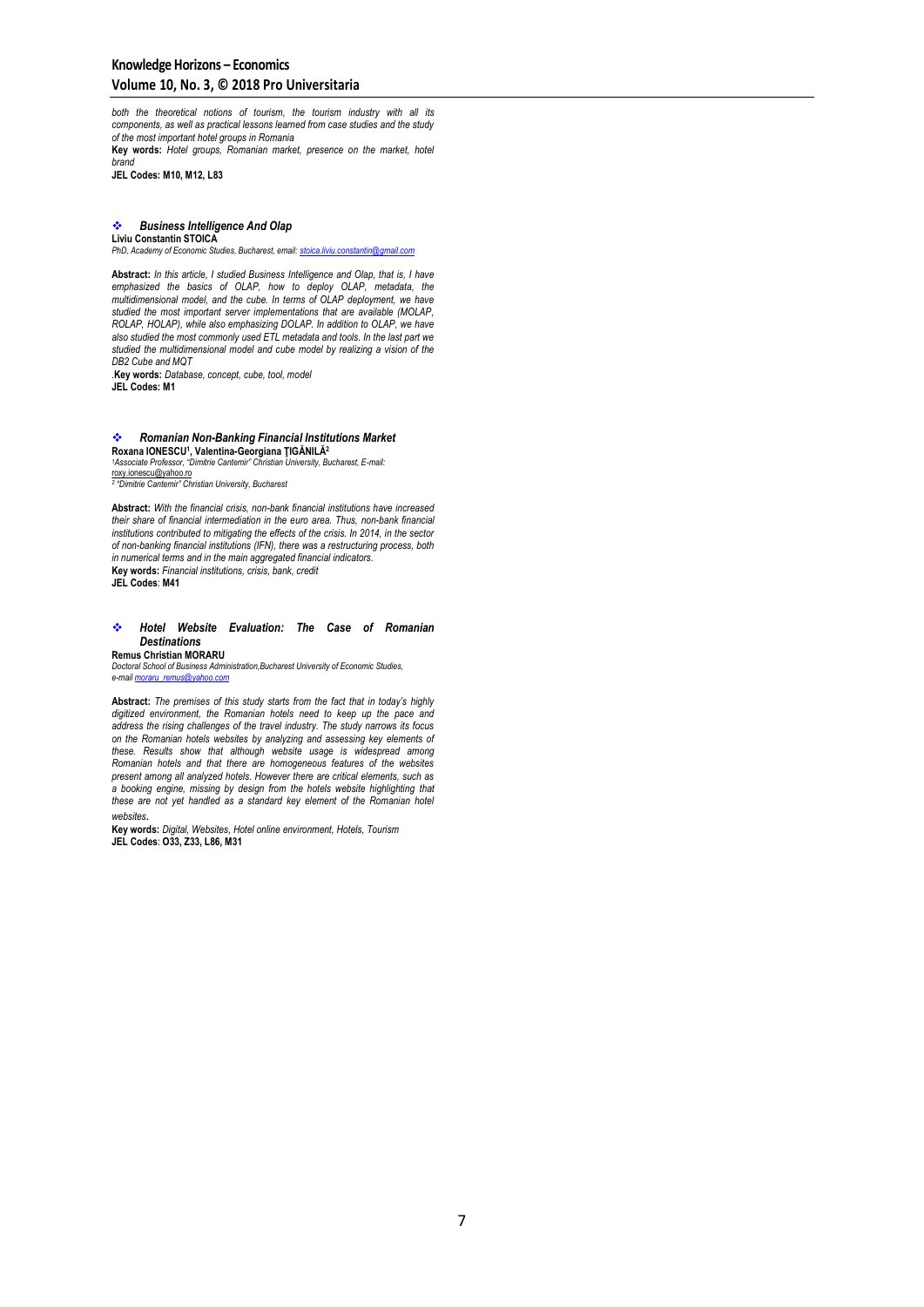*both the theoretical notions of tourism, the tourism industry with all its components, as well as practical lessons learned from case studies and the study of the most important hotel groups in Romania*
**Key words:** *Hotel groups, Romanian market, presence on the market, hotel brand*
**JEL Codes: M10, M12, L83**

### ❖ *Business Intelligence And Olap*

**Liviu Constantin STOICA**
*PhD, Academy of Economic Studies, Bucharest, email: stoica.liviu.constantin@gmail.com*

**Abstract:** *In this article, I studied Business Intelligence and Olap, that is, I have emphasized the basics of OLAP, how to deploy OLAP, metadata, the multidimensional model, and the cube. In terms of OLAP deployment, we have studied the most important server implementations that are available (MOLAP, ROLAP, HOLAP), while also emphasizing DOLAP. In addition to OLAP, we have also studied the most commonly used ETL metadata and tools. In the last part we studied the multidimensional model and cube model by realizing a vision of the DB2 Cube and MQT*
.**Key words:** *Database, concept, cube, tool, model*
**JEL Codes: M1**

### ❖ *Romanian Non-Banking Financial Institutions Market*

**Roxana IONESCU[1], Valentina-Georgiana ŢIGĂNILĂ[2]**
*[1]Associate Professor, "Dimitrie Cantemir" Christian University, Bucharest, E-mail: roxy.ionescu@yahoo.ro*
*[2] "Dimitrie Cantemir" Christian University, Bucharest*

**Abstract:** *With the financial crisis, non-bank financial institutions have increased their share of financial intermediation in the euro area. Thus, non-bank financial institutions contributed to mitigating the effects of the crisis. In 2014, in the sector of non-banking financial institutions (IFN), there was a restructuring process, both in numerical terms and in the main aggregated financial indicators.*
**Key words:** *Financial institutions, crisis, bank, credit*
**JEL Codes**: **M41**

### ❖ *Hotel Website Evaluation: The Case of Romanian Destinations*

**Remus Christian MORARU**
*Doctoral School of Business Administration,Bucharest University of Economic Studies, e-mail moraru_remus@yahoo.com*

**Abstract:** *The premises of this study starts from the fact that in today's highly digitized environment, the Romanian hotels need to keep up the pace and address the rising challenges of the travel industry. The study narrows its focus on the Romanian hotels websites by analyzing and assessing key elements of these. Results show that although website usage is widespread among Romanian hotels and that there are homogeneous features of the websites present among all analyzed hotels. However there are critical elements, such as a booking engine, missing by design from the hotels website highlighting that these are not yet handled as a standard key element of the Romanian hotel websites.*
**Key words:** *Digital, Websites, Hotel online environment, Hotels, Tourism*
**JEL Codes**: **O33, Z33, L86, M31**